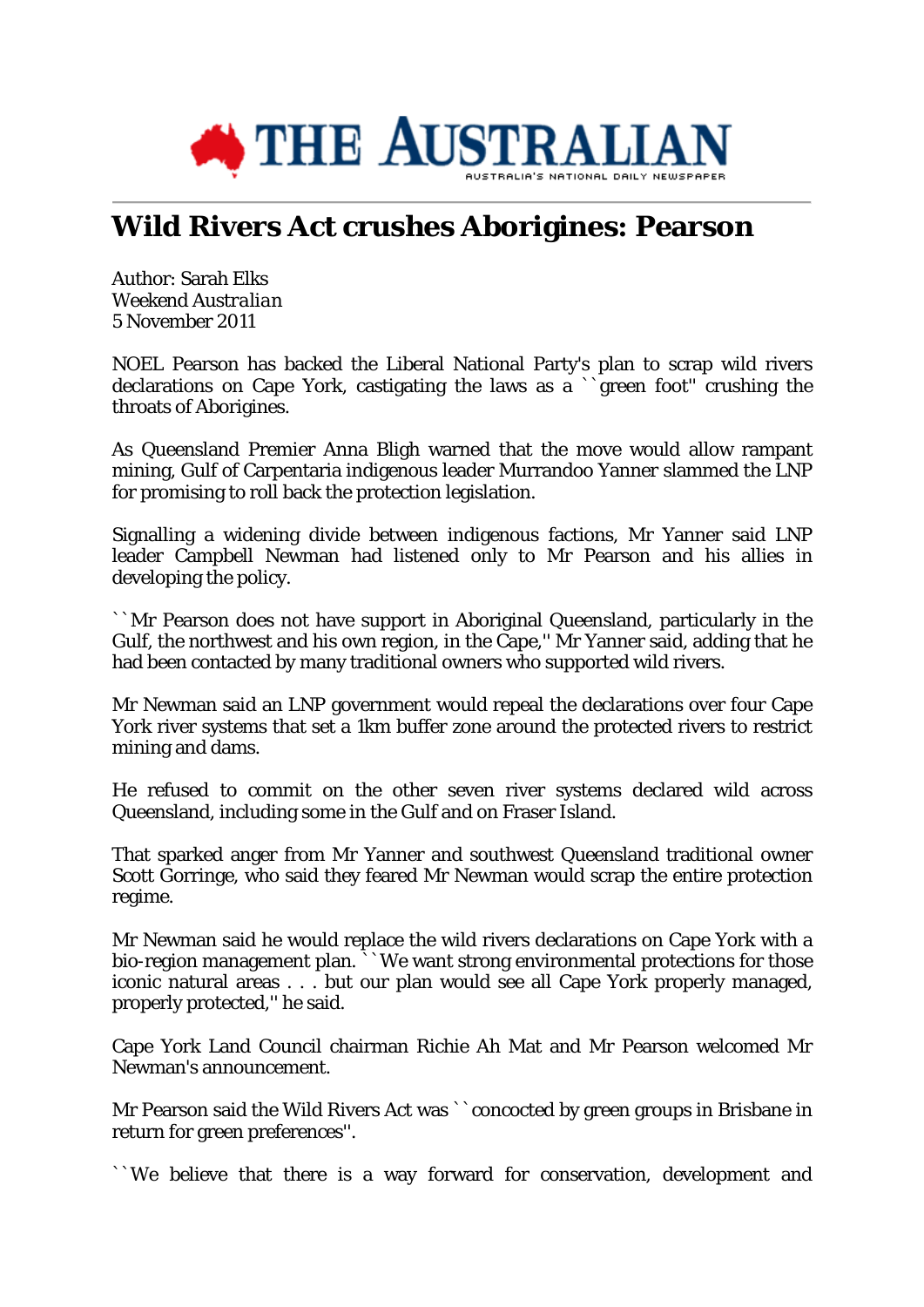# THE AUSTRALIAN

AUSTRALIA'S NATIONAL DAILY NEWSPAPER

## Wild Rivers Act crushes Aborigines: Pearson

Author: Sarah Elks
Weekend *Australian*
5 November 2011

NOEL Pearson has backed the Liberal National Party's plan to scrap wild rivers declarations on Cape York, castigating the laws as a ``green foot'' crushing the throats of Aborigines.

As Queensland Premier Anna Bligh warned that the move would allow rampant mining, Gulf of Carpentaria indigenous leader Murrandoo Yanner slammed the LNP for promising to roll back the protection legislation.

Signalling a widening divide between indigenous factions, Mr Yanner said LNP leader Campbell Newman had listened only to Mr Pearson and his allies in developing the policy.

``Mr Pearson does not have support in Aboriginal Queensland, particularly in the Gulf, the northwest and his own region, in the Cape,'' Mr Yanner said, adding that he had been contacted by many traditional owners who supported wild rivers.

Mr Newman said an LNP government would repeal the declarations over four Cape York river systems that set a 1km buffer zone around the protected rivers to restrict mining and dams.

He refused to commit on the other seven river systems declared wild across Queensland, including some in the Gulf and on Fraser Island.

That sparked anger from Mr Yanner and southwest Queensland traditional owner Scott Gorringe, who said they feared Mr Newman would scrap the entire protection regime.

Mr Newman said he would replace the wild rivers declarations on Cape York with a bio-region management plan. ``We want strong environmental protections for those iconic natural areas . . . but our plan would see all Cape York properly managed, properly protected,'' he said.

Cape York Land Council chairman Richie Ah Mat and Mr Pearson welcomed Mr Newman's announcement.

Mr Pearson said the Wild Rivers Act was ``concocted by green groups in Brisbane in return for green preferences''.

``We believe that there is a way forward for conservation, development and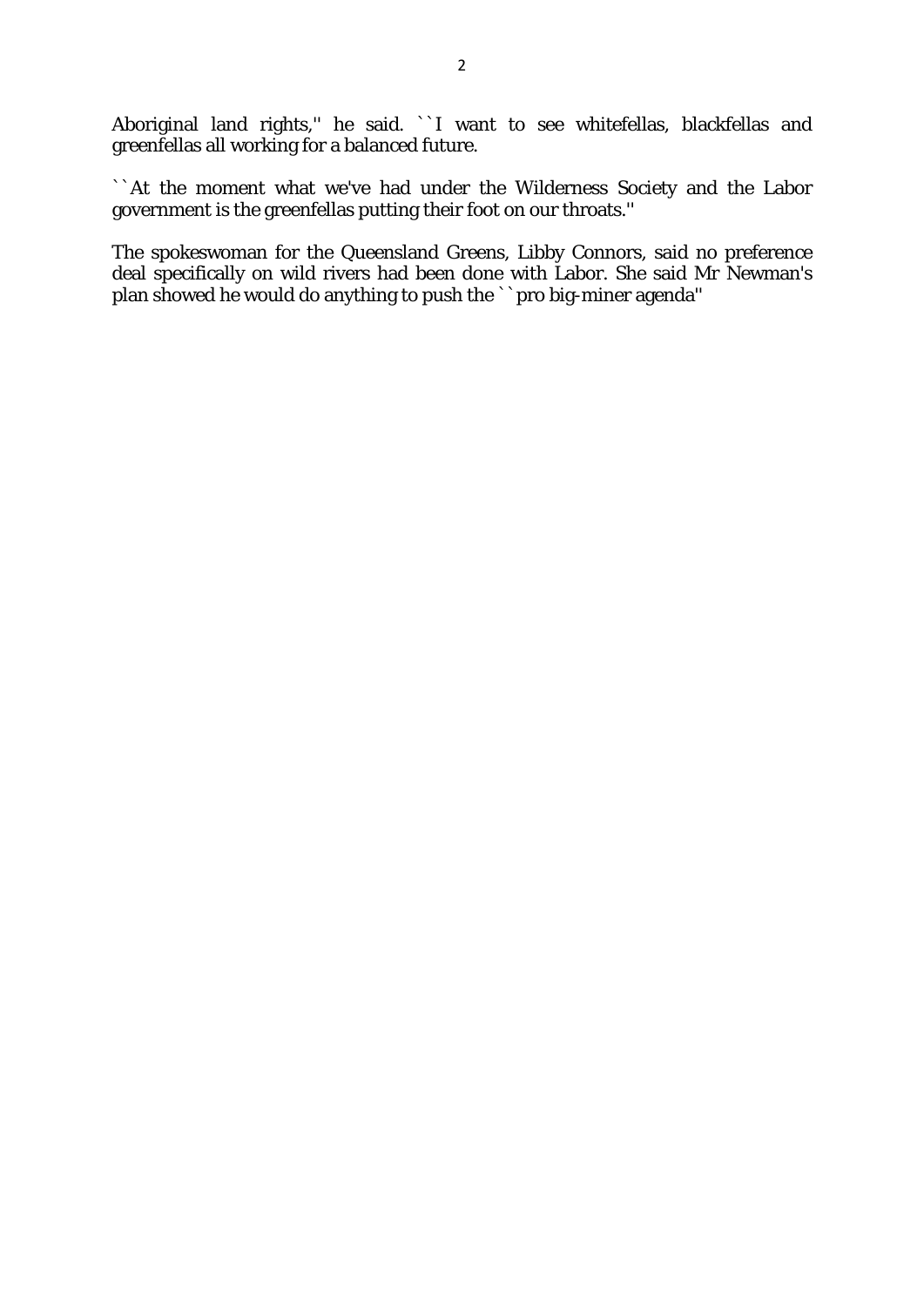Aboriginal land rights,'' he said. ``I want to see whitefellas, blackfellas and greenfellas all working for a balanced future.

``At the moment what we've had under the Wilderness Society and the Labor government is the greenfellas putting their foot on our throats.''

The spokeswoman for the Queensland Greens, Libby Connors, said no preference deal specifically on wild rivers had been done with Labor. She said Mr Newman's plan showed he would do anything to push the ``pro big-miner agenda''